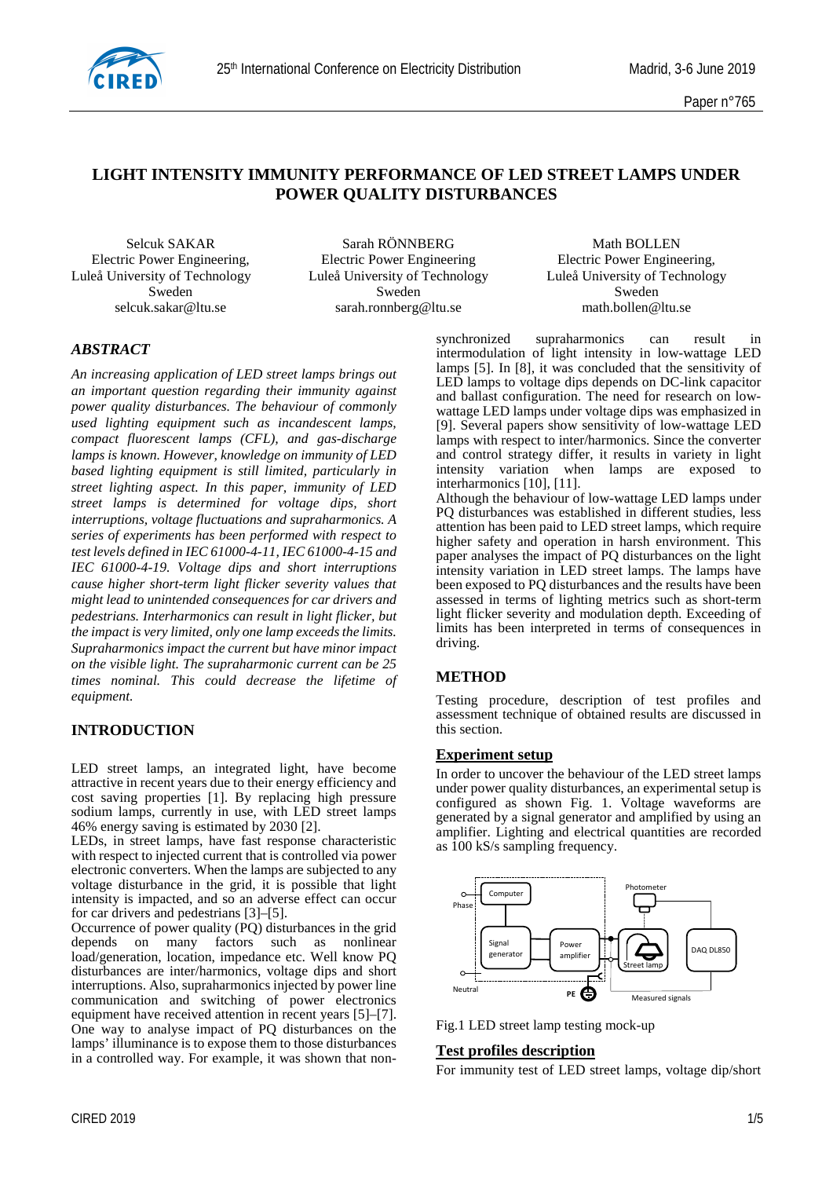# LIGHT INTENSITY IMMUNITY PERFORMANCE OF LED STREET LAMPS UNDER POWER QUALITY DISTURBANCES

Selcuk SAKAR
Electric Power Engineering,
Luleå University of Technology
Sweden
selcuk.sakar@ltu.se

Sarah RÖNNBERG
Electric Power Engineering
Luleå University of Technology
Sweden
sarah.ronnberg@ltu.se

Math BOLLEN
Electric Power Engineering,
Luleå University of Technology
Sweden
math.bollen@ltu.se

## *ABSTRACT*

*An increasing application of LED street lamps brings out an important question regarding their immunity against power quality disturbances. The behaviour of commonly used lighting equipment such as incandescent lamps, compact fluorescent lamps (CFL), and gas-discharge lamps is known. However, knowledge on immunity of LED based lighting equipment is still limited, particularly in street lighting aspect. In this paper, immunity of LED street lamps is determined for voltage dips, short interruptions, voltage fluctuations and supraharmonics. A series of experiments has been performed with respect to test levels defined in IEC 61000-4-11, IEC 61000-4-15 and IEC 61000-4-19. Voltage dips and short interruptions cause higher short-term light flicker severity values that might lead to unintended consequences for car drivers and pedestrians. Interharmonics can result in light flicker, but the impact is very limited, only one lamp exceeds the limits. Supraharmonics impact the current but have minor impact on the visible light. The supraharmonic current can be 25 times nominal. This could decrease the lifetime of equipment.*

## INTRODUCTION

LED street lamps, an integrated light, have become attractive in recent years due to their energy efficiency and cost saving properties [1]. By replacing high pressure sodium lamps, currently in use, with LED street lamps 46% energy saving is estimated by 2030 [2].

LEDs, in street lamps, have fast response characteristic with respect to injected current that is controlled via power electronic converters. When the lamps are subjected to any voltage disturbance in the grid, it is possible that light intensity is impacted, and so an adverse effect can occur for car drivers and pedestrians [3]–[5].

Occurrence of power quality (PQ) disturbances in the grid depends on many factors such as nonlinear load/generation, location, impedance etc. Well know PQ disturbances are inter/harmonics, voltage dips and short interruptions. Also, supraharmonics injected by power line communication and switching of power electronics equipment have received attention in recent years [5]–[7]. One way to analyse impact of PQ disturbances on the lamps' illuminance is to expose them to those disturbances in a controlled way. For example, it was shown that non-synchronized supraharmonics can result in intermodulation of light intensity in low-wattage LED lamps [5]. In [8], it was concluded that the sensitivity of LED lamps to voltage dips depends on DC-link capacitor and ballast configuration. The need for research on low-wattage LED lamps under voltage dips was emphasized in [9]. Several papers show sensitivity of low-wattage LED lamps with respect to inter/harmonics. Since the converter and control strategy differ, it results in variety in light intensity variation when lamps are exposed to interharmonics [10], [11].

Although the behaviour of low-wattage LED lamps under PQ disturbances was established in different studies, less attention has been paid to LED street lamps, which require higher safety and operation in harsh environment. This paper analyses the impact of PQ disturbances on the light intensity variation in LED street lamps. The lamps have been exposed to PQ disturbances and the results have been assessed in terms of lighting metrics such as short-term light flicker severity and modulation depth. Exceeding of limits has been interpreted in terms of consequences in driving.

## METHOD

Testing procedure, description of test profiles and assessment technique of obtained results are discussed in this section.

### Experiment setup

In order to uncover the behaviour of the LED street lamps under power quality disturbances, an experimental setup is configured as shown Fig. 1. Voltage waveforms are generated by a signal generator and amplified by using an amplifier. Lighting and electrical quantities are recorded as 100 kS/s sampling frequency.

Computer
Phase
Photometer
Signal generator
Power amplifier
Street lamp
DAQ DL850
Neutral
PE
Measured signals

Fig.1 LED street lamp testing mock-up

### Test profiles description

For immunity test of LED street lamps, voltage dip/short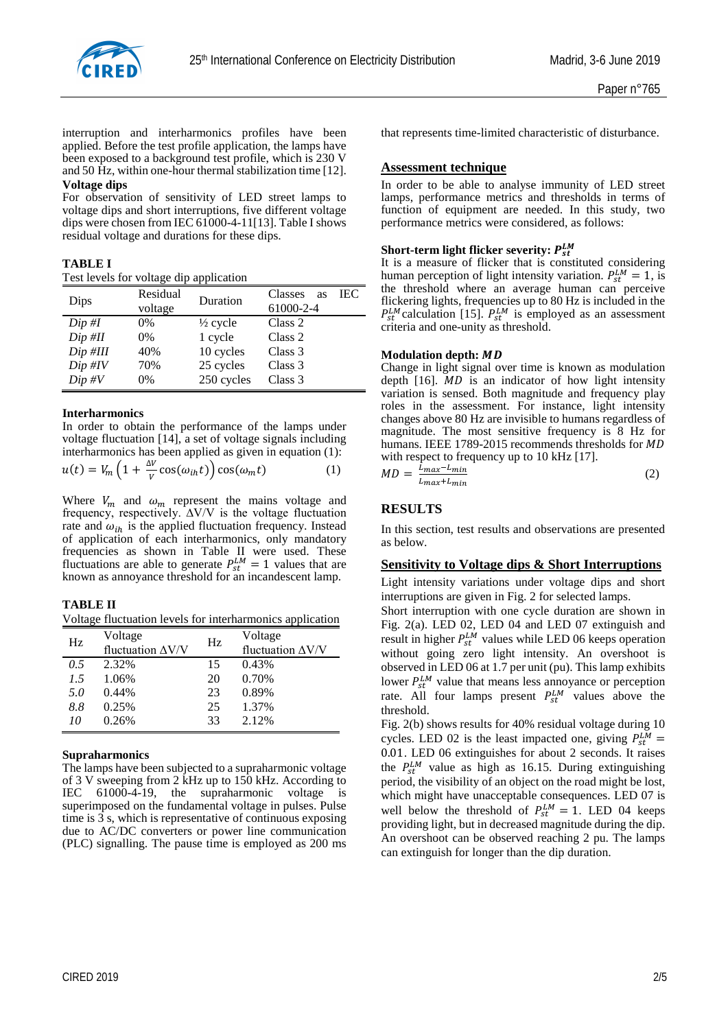interruption and interharmonics profiles have been applied. Before the test profile application, the lamps have been exposed to a background test profile, which is 230 V and 50 Hz, within one-hour thermal stabilization time [12].

**Voltage dips**

For observation of sensitivity of LED street lamps to voltage dips and short interruptions, five different voltage dips were chosen from IEC 61000-4-11[13]. Table I shows residual voltage and durations for these dips.

**TABLE I**

Test levels for voltage dip application

| Dips | Residual voltage | Duration | Classes as IEC 61000-2-4 |
|---|---|---|---|
| *Dip #I* | 0% | ½ cycle | Class 2 |
| *Dip #II* | 0% | 1 cycle | Class 2 |
| *Dip #III* | 40% | 10 cycles | Class 3 |
| *Dip #IV* | 70% | 25 cycles | Class 3 |
| *Dip #V* | 0% | 250 cycles | Class 3 |

**Interharmonics**

In order to obtain the performance of the lamps under voltage fluctuation [14], a set of voltage signals including interharmonics has been applied as given in equation (1):

$$u(t) = V_m \left(1 + \frac{\Delta V}{V}\cos(\omega_{ih} t)\right)\cos(\omega_m t) \qquad (1)$$

Where $V_m$ and $\omega_m$ represent the mains voltage and frequency, respectively. ΔV/V is the voltage fluctuation rate and $\omega_{ih}$ is the applied fluctuation frequency. Instead of application of each interharmonics, only mandatory frequencies as shown in Table II were used. These fluctuations are able to generate $P_{st}^{LM} = 1$ values that are known as annoyance threshold for an incandescent lamp.

**TABLE II**

Voltage fluctuation levels for interharmonics application

| Hz | Voltage fluctuation ΔV/V | Hz | Voltage fluctuation ΔV/V |
|---|---|---|---|
| *0.5* | 2.32% | 15 | 0.43% |
| *1.5* | 1.06% | 20 | 0.70% |
| *5.0* | 0.44% | 23 | 0.89% |
| *8.8* | 0.25% | 25 | 1.37% |
| *10* | 0.26% | 33 | 2.12% |

**Supraharmonics**

The lamps have been subjected to a supraharmonic voltage of 3 V sweeping from 2 kHz up to 150 kHz. According to IEC 61000-4-19, the supraharmonic voltage is superimposed on the fundamental voltage in pulses. Pulse time is 3 s, which is representative of continuous exposing due to AC/DC converters or power line communication (PLC) signalling. The pause time is employed as 200 ms that represents time-limited characteristic of disturbance.

## Assessment technique

In order to be able to analyse immunity of LED street lamps, performance metrics and thresholds in terms of function of equipment are needed. In this study, two performance metrics were considered, as follows:

**Short-term light flicker severity: $P_{st}^{LM}$**

It is a measure of flicker that is constituted considering human perception of light intensity variation. $P_{st}^{LM} = 1$, is the threshold where an average human can perceive flickering lights, frequencies up to 80 Hz is included in the $P_{st}^{LM}$ calculation [15]. $P_{st}^{LM}$ is employed as an assessment criteria and one-unity as threshold.

**Modulation depth: $MD$**

Change in light signal over time is known as modulation depth [16]. $MD$ is an indicator of how light intensity variation is sensed. Both magnitude and frequency play roles in the assessment. For instance, light intensity changes above 80 Hz are invisible to humans regardless of magnitude. The most sensitive frequency is 8 Hz for humans. IEEE 1789-2015 recommends thresholds for $MD$ with respect to frequency up to 10 kHz [17].

$$MD = \frac{L_{max} - L_{min}}{L_{max} + L_{min}} \qquad (2)$$

## RESULTS

In this section, test results and observations are presented as below.

## Sensitivity to Voltage dips & Short Interruptions

Light intensity variations under voltage dips and short interruptions are given in Fig. 2 for selected lamps.

Short interruption with one cycle duration are shown in Fig. 2(a). LED 02, LED 04 and LED 07 extinguish and result in higher $P_{st}^{LM}$ values while LED 06 keeps operation without going zero light intensity. An overshoot is observed in LED 06 at 1.7 per unit (pu). This lamp exhibits lower $P_{st}^{LM}$ value that means less annoyance or perception rate. All four lamps present $P_{st}^{LM}$ values above the threshold.

Fig. 2(b) shows results for 40% residual voltage during 10 cycles. LED 02 is the least impacted one, giving $P_{st}^{LM} = 0.01$. LED 06 extinguishes for about 2 seconds. It raises the $P_{st}^{LM}$ value as high as 16.15. During extinguishing period, the visibility of an object on the road might be lost, which might have unacceptable consequences. LED 07 is well below the threshold of $P_{st}^{LM} = 1$. LED 04 keeps providing light, but in decreased magnitude during the dip. An overshoot can be observed reaching 2 pu. The lamps can extinguish for longer than the dip duration.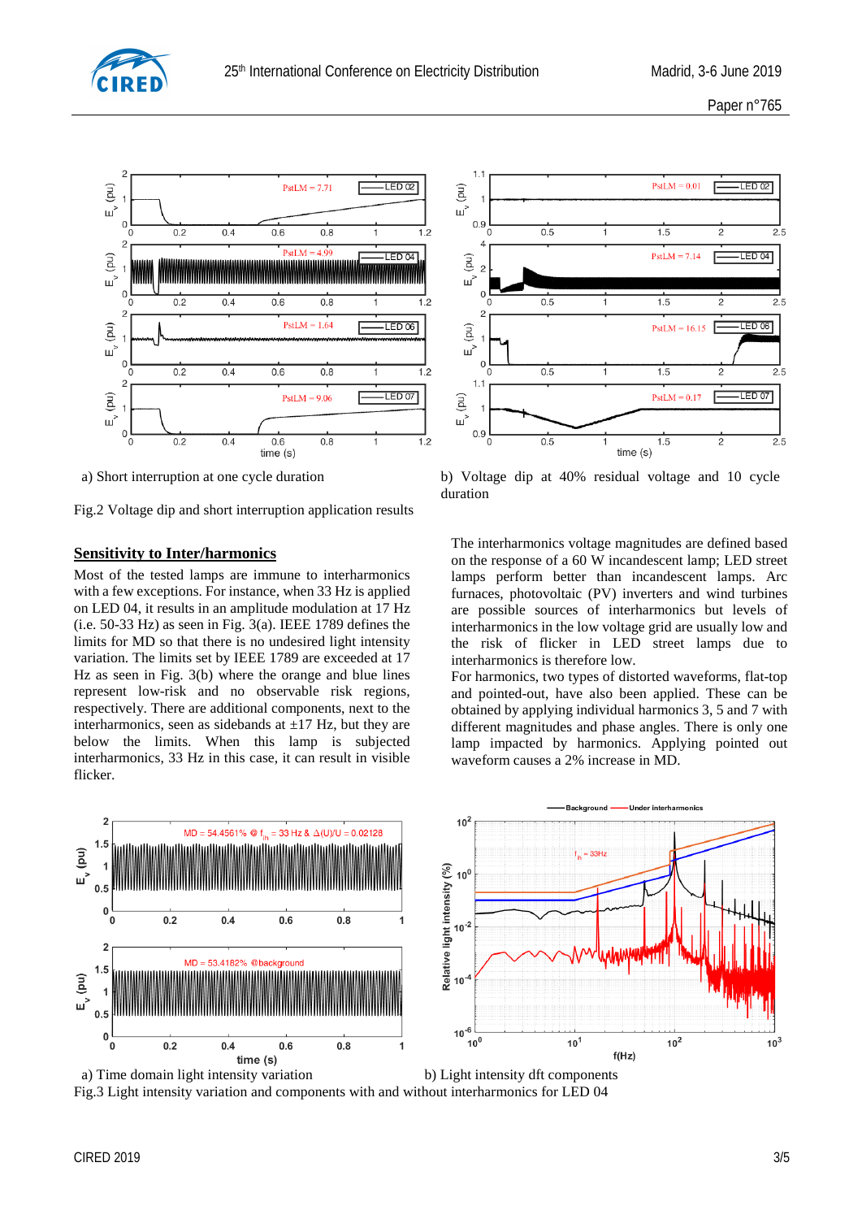PstLM = 7.71
LED 02
PstLM = 4.99
LED 04
PstLM = 1.64
LED 06
PstLM = 9.06
LED 07
$E_v$ (pu)
time (s)

a) Short interruption at one cycle duration

PstLM = 0.01
LED 02
PstLM = 7.14
LED 04
PstLM = 16.15
LED 06
PstLM = 0.17
LED 07
$E_v$ (pu)
time (s)

b) Voltage dip at 40% residual voltage and 10 cycle duration

Fig.2 Voltage dip and short interruption application results

## Sensitivity to Inter/harmonics

Most of the tested lamps are immune to interharmonics with a few exceptions. For instance, when 33 Hz is applied on LED 04, it results in an amplitude modulation at 17 Hz (i.e. 50-33 Hz) as seen in Fig. 3(a). IEEE 1789 defines the limits for MD so that there is no undesired light intensity variation. The limits set by IEEE 1789 are exceeded at 17 Hz as seen in Fig. 3(b) where the orange and blue lines represent low-risk and observable risk regions, respectively. There are additional components, next to the interharmonics, seen as sidebands at ±17 Hz, but they are below the limits. When this lamp is subjected interharmonics, 33 Hz in this case, it can result in visible flicker.

The interharmonics voltage magnitudes are defined based on the response of a 60 W incandescent lamp; LED street lamps perform better than incandescent lamps. Arc furnaces, photovoltaic (PV) inverters and wind turbines are possible sources of interharmonics but levels of interharmonics in the low voltage grid are usually low and the risk of flicker in LED street lamps due to interharmonics is therefore low.

For harmonics, two types of distorted waveforms, flat-top and pointed-out, have also been applied. These can be obtained by applying individual harmonics 3, 5 and 7 with different magnitudes and phase angles. There is only one lamp impacted by harmonics. Applying pointed out waveform causes a 2% increase in MD.

MD = 54.4561% @ $f_{ih}$ = 33 Hz & Δ(U)/U = 0.02128
MD = 53.4182% @background
$E_v$ (pu)
time (s)

Background
Under interharmonics
$f_{ih}$ = 33Hz
Relative light intensity (%)
f(Hz)

a) Time domain light intensity variation b) Light intensity dft components

Fig.3 Light intensity variation and components with and without interharmonics for LED 04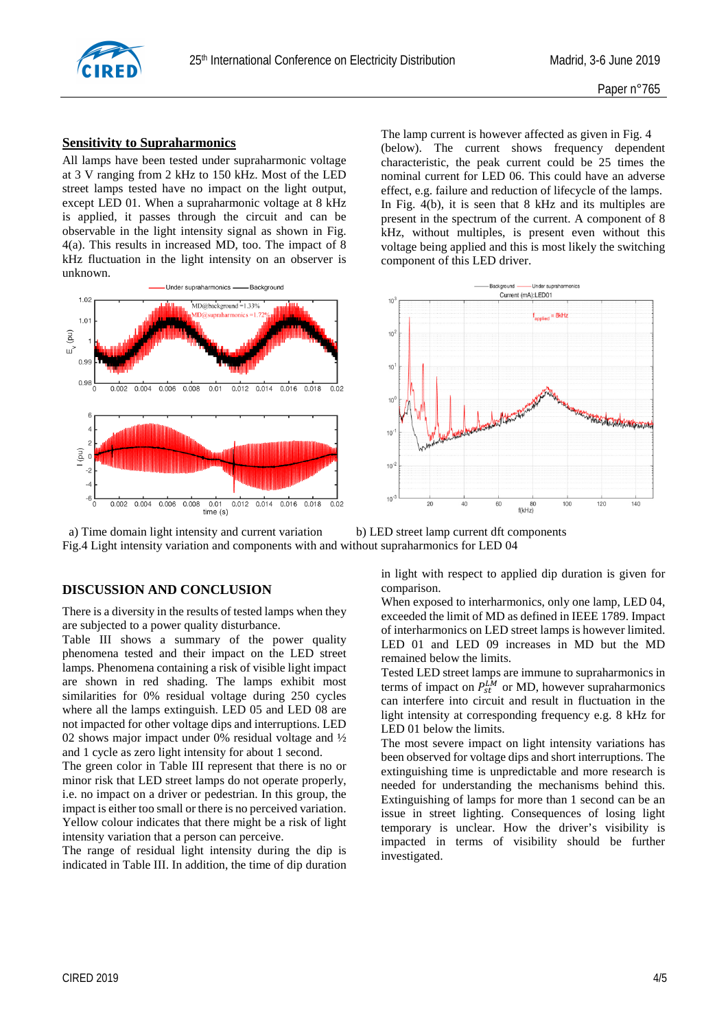## Sensitivity to Supraharmonics

All lamps have been tested under supraharmonic voltage at 3 V ranging from 2 kHz to 150 kHz. Most of the LED street lamps tested have no impact on the light output, except LED 01. When a supraharmonic voltage at 8 kHz is applied, it passes through the circuit and can be observable in the light intensity signal as shown in Fig. 4(a). This results in increased MD, too. The impact of 8 kHz fluctuation in the light intensity on an observer is unknown.

The lamp current is however affected as given in Fig. 4 (below). The current shows frequency dependent characteristic, the peak current could be 25 times the nominal current for LED 06. This could have an adverse effect, e.g. failure and reduction of lifecycle of the lamps. In Fig. 4(b), it is seen that 8 kHz and its multiples are present in the spectrum of the current. A component of 8 kHz, without multiples, is present even without this voltage being applied and this is most likely the switching component of this LED driver.

Under supraharmonics
Background
MD@background =1.33%
MD@supraharmonics =1.72%
$E_v$ (pu)
1.02
1.01
1
0.99
0.98
0
0.002
0.004
0.006
0.008
0.01
0.012
0.014
0.016
0.018
0.02
I (pu)
6
4
2
0
-2
-4
-6
time (s)

Background
Under supraharmonics
Current (mA):LED01
$f_{applied}$ = 8kHz
$10^3$
$10^2$
$10^1$
$10^0$
$10^{-1}$
$10^{-2}$
$10^{-3}$
20
40
60
80
100
120
140
f(kHz)

a) Time domain light intensity and current variation b) LED street lamp current dft components

Fig.4 Light intensity variation and components with and without supraharmonics for LED 04

## DISCUSSION AND CONCLUSION

There is a diversity in the results of tested lamps when they are subjected to a power quality disturbance.

Table III shows a summary of the power quality phenomena tested and their impact on the LED street lamps. Phenomena containing a risk of visible light impact are shown in red shading. The lamps exhibit most similarities for 0% residual voltage during 250 cycles where all the lamps extinguish. LED 05 and LED 08 are not impacted for other voltage dips and interruptions. LED 02 shows major impact under 0% residual voltage and ½ and 1 cycle as zero light intensity for about 1 second.

The green color in Table III represent that there is no or minor risk that LED street lamps do not operate properly, i.e. no impact on a driver or pedestrian. In this group, the impact is either too small or there is no perceived variation. Yellow colour indicates that there might be a risk of light intensity variation that a person can perceive.

The range of residual light intensity during the dip is indicated in Table III. In addition, the time of dip duration in light with respect to applied dip duration is given for comparison.

When exposed to interharmonics, only one lamp, LED 04, exceeded the limit of MD as defined in IEEE 1789. Impact of interharmonics on LED street lamps is however limited. LED 01 and LED 09 increases in MD but the MD remained below the limits.

Tested LED street lamps are immune to supraharmonics in terms of impact on $P_{st}^{LM}$ or MD, however supraharmonics can interfere into circuit and result in fluctuation in the light intensity at corresponding frequency e.g. 8 kHz for LED 01 below the limits.

The most severe impact on light intensity variations has been observed for voltage dips and short interruptions. The extinguishing time is unpredictable and more research is needed for understanding the mechanisms behind this. Extinguishing of lamps for more than 1 second can be an issue in street lighting. Consequences of losing light temporary is unclear. How the driver's visibility is impacted in terms of visibility should be further investigated.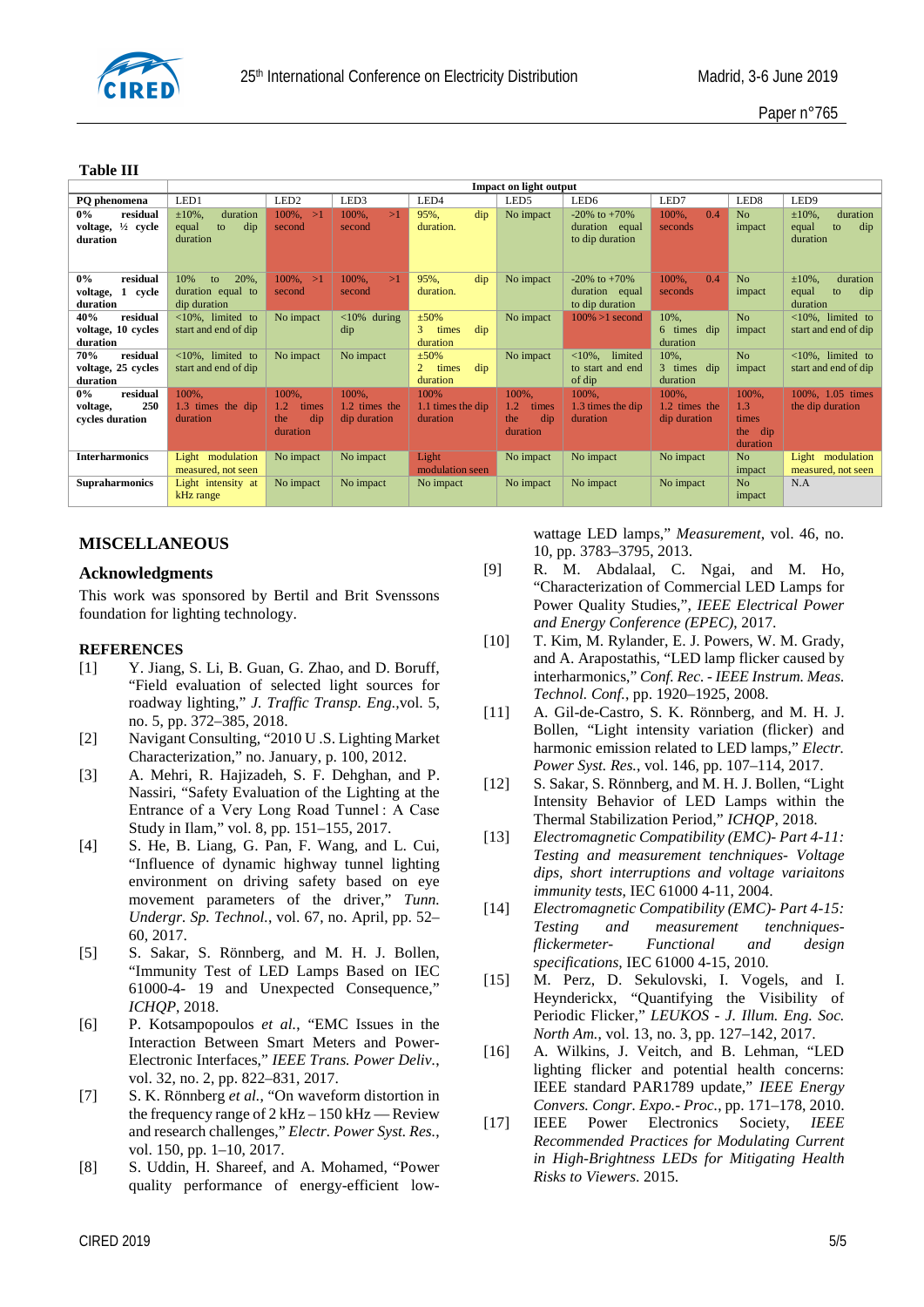**Table III**

| PQ phenomena | Impact on light output | | | | | | | | |
|---|---|---|---|---|---|---|---|---|---|
| | LED1 | LED2 | LED3 | LED4 | LED5 | LED6 | LED7 | LED8 | LED9 |
| **0% residual voltage, ½ cycle duration** | ±10%, duration equal to dip duration | 100%, >1 second | 100%, >1 second | 95%, dip duration. | No impact | -20% to +70% duration equal to dip duration | 100%, 0.4 seconds | No impact | ±10%, duration equal to dip duration |
| **0% residual voltage, 1 cycle duration** | 10% to 20%, duration equal to dip duration | 100%, >1 second | 100%, >1 second | 95%, dip duration. | No impact | -20% to +70% duration equal to dip duration | 100%, 0.4 seconds | No impact | ±10%, duration equal to dip duration |
| **40% residual voltage, 10 cycles duration** | <10%, limited to start and end of dip | No impact | <10% during dip | ±50% 3 times dip duration | No impact | 100% >1 second | 10%, 6 times dip duration | No impact | <10%, limited to start and end of dip |
| **70% residual voltage, 25 cycles duration** | <10%, limited to start and end of dip | No impact | No impact | ±50% 2 times dip duration | No impact | <10%, limited to start and end of dip | 10%, 3 times dip duration | No impact | <10%, limited to start and end of dip |
| **0% residual voltage, 250 cycles duration** | 100%, 1.3 times the dip duration | 100%, 1.2 times the dip duration | 100%, 1.2 times the dip duration | 100% 1.1 times the dip duration | 100%, 1.2 times the dip duration | 100%, 1.3 times the dip duration | 100%, 1.2 times the dip duration | 100%, 1.3 times the dip duration | 100%, 1.05 times the dip duration |
| **Interharmonics** | Light modulation measured, not seen | No impact | No impact | Light modulation seen | No impact | No impact | No impact | No impact | Light modulation measured, not seen |
| **Supraharmonics** | Light intensity at kHz range | No impact | No impact | No impact | No impact | No impact | No impact | No impact | N.A |

## MISCELLANEOUS

### Acknowledgments

This work was sponsored by Bertil and Brit Svenssons foundation for lighting technology.

### REFERENCES

[1] Y. Jiang, S. Li, B. Guan, G. Zhao, and D. Boruff, "Field evaluation of selected light sources for roadway lighting," *J. Traffic Transp. Eng.*,vol. 5, no. 5, pp. 372–385, 2018.

[2] Navigant Consulting, "2010 U .S. Lighting Market Characterization," no. January, p. 100, 2012.

[3] A. Mehri, R. Hajizadeh, S. F. Dehghan, and P. Nassiri, "Safety Evaluation of the Lighting at the Entrance of a Very Long Road Tunnel : A Case Study in Ilam," vol. 8, pp. 151–155, 2017.

[4] S. He, B. Liang, G. Pan, F. Wang, and L. Cui, "Influence of dynamic highway tunnel lighting environment on driving safety based on eye movement parameters of the driver," *Tunn. Undergr. Sp. Technol.*, vol. 67, no. April, pp. 52–60, 2017.

[5] S. Sakar, S. Rönnberg, and M. H. J. Bollen, "Immunity Test of LED Lamps Based on IEC 61000-4- 19 and Unexpected Consequence," *ICHQP*, 2018.

[6] P. Kotsampopoulos *et al.*, "EMC Issues in the Interaction Between Smart Meters and Power-Electronic Interfaces," *IEEE Trans. Power Deliv.*, vol. 32, no. 2, pp. 822–831, 2017.

[7] S. K. Rönnberg *et al.*, "On waveform distortion in the frequency range of 2 kHz – 150 kHz — Review and research challenges," *Electr. Power Syst. Res.*, vol. 150, pp. 1–10, 2017.

[8] S. Uddin, H. Shareef, and A. Mohamed, "Power quality performance of energy-efficient low-wattage LED lamps," *Measurement*, vol. 46, no. 10, pp. 3783–3795, 2013.

[9] R. M. Abdalaal, C. Ngai, and M. Ho, "Characterization of Commercial LED Lamps for Power Quality Studies,", *IEEE Electrical Power and Energy Conference (EPEC)*, 2017.

[10] T. Kim, M. Rylander, E. J. Powers, W. M. Grady, and A. Arapostathis, "LED lamp flicker caused by interharmonics," *Conf. Rec. - IEEE Instrum. Meas. Technol. Conf.*, pp. 1920–1925, 2008.

[11] A. Gil-de-Castro, S. K. Rönnberg, and M. H. J. Bollen, "Light intensity variation (flicker) and harmonic emission related to LED lamps," *Electr. Power Syst. Res.*, vol. 146, pp. 107–114, 2017.

[12] S. Sakar, S. Rönnberg, and M. H. J. Bollen, "Light Intensity Behavior of LED Lamps within the Thermal Stabilization Period," *ICHQP*, 2018.

[13] *Electromagnetic Compatibility (EMC)- Part 4-11: Testing and measurement tenchniques- Voltage dips, short interruptions and voltage variaitons immunity tests*, IEC 61000 4-11, 2004.

[14] *Electromagnetic Compatibility (EMC)- Part 4-15: Testing and measurement tenchniques- flickermeter- Functional and design specifications*, IEC 61000 4-15, 2010.

[15] M. Perz, D. Sekulovski, I. Vogels, and I. Heynderickx, "Quantifying the Visibility of Periodic Flicker," *LEUKOS - J. Illum. Eng. Soc. North Am.*, vol. 13, no. 3, pp. 127–142, 2017.

[16] A. Wilkins, J. Veitch, and B. Lehman, "LED lighting flicker and potential health concerns: IEEE standard PAR1789 update," *IEEE Energy Convers. Congr. Expo.- Proc.*, pp. 171–178, 2010.

[17] IEEE Power Electronics Society, *IEEE Recommended Practices for Modulating Current in High-Brightness LEDs for Mitigating Health Risks to Viewers*. 2015.